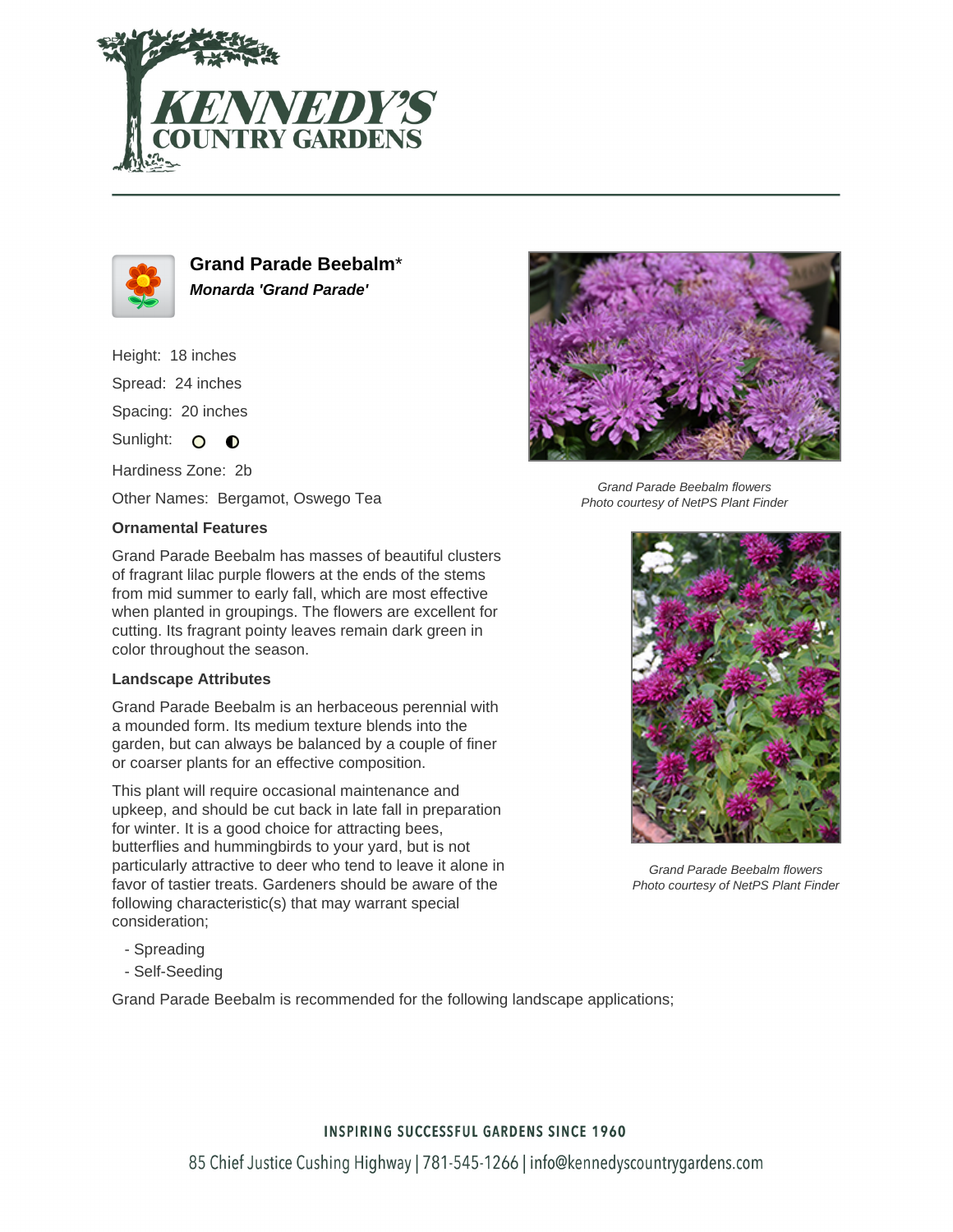# Grand Parade Beebalm*

***Monarda 'Grand Parade'***

Height: 18 inches

Spread: 24 inches

Spacing: 20 inches

Sunlight: ○ ◐

Hardiness Zone: 2b

Other Names: Bergamot, Oswego Tea

Grand Parade Beebalm flowers
Photo courtesy of NetPS Plant Finder

Grand Parade Beebalm flowers
Photo courtesy of NetPS Plant Finder

### Ornamental Features

Grand Parade Beebalm has masses of beautiful clusters of fragrant lilac purple flowers at the ends of the stems from mid summer to early fall, which are most effective when planted in groupings. The flowers are excellent for cutting. Its fragrant pointy leaves remain dark green in color throughout the season.

### Landscape Attributes

Grand Parade Beebalm is an herbaceous perennial with a mounded form. Its medium texture blends into the garden, but can always be balanced by a couple of finer or coarser plants for an effective composition.

This plant will require occasional maintenance and upkeep, and should be cut back in late fall in preparation for winter. It is a good choice for attracting bees, butterflies and hummingbirds to your yard, but is not particularly attractive to deer who tend to leave it alone in favor of tastier treats. Gardeners should be aware of the following characteristic(s) that may warrant special consideration;

- Spreading
- Self-Seeding

Grand Parade Beebalm is recommended for the following landscape applications;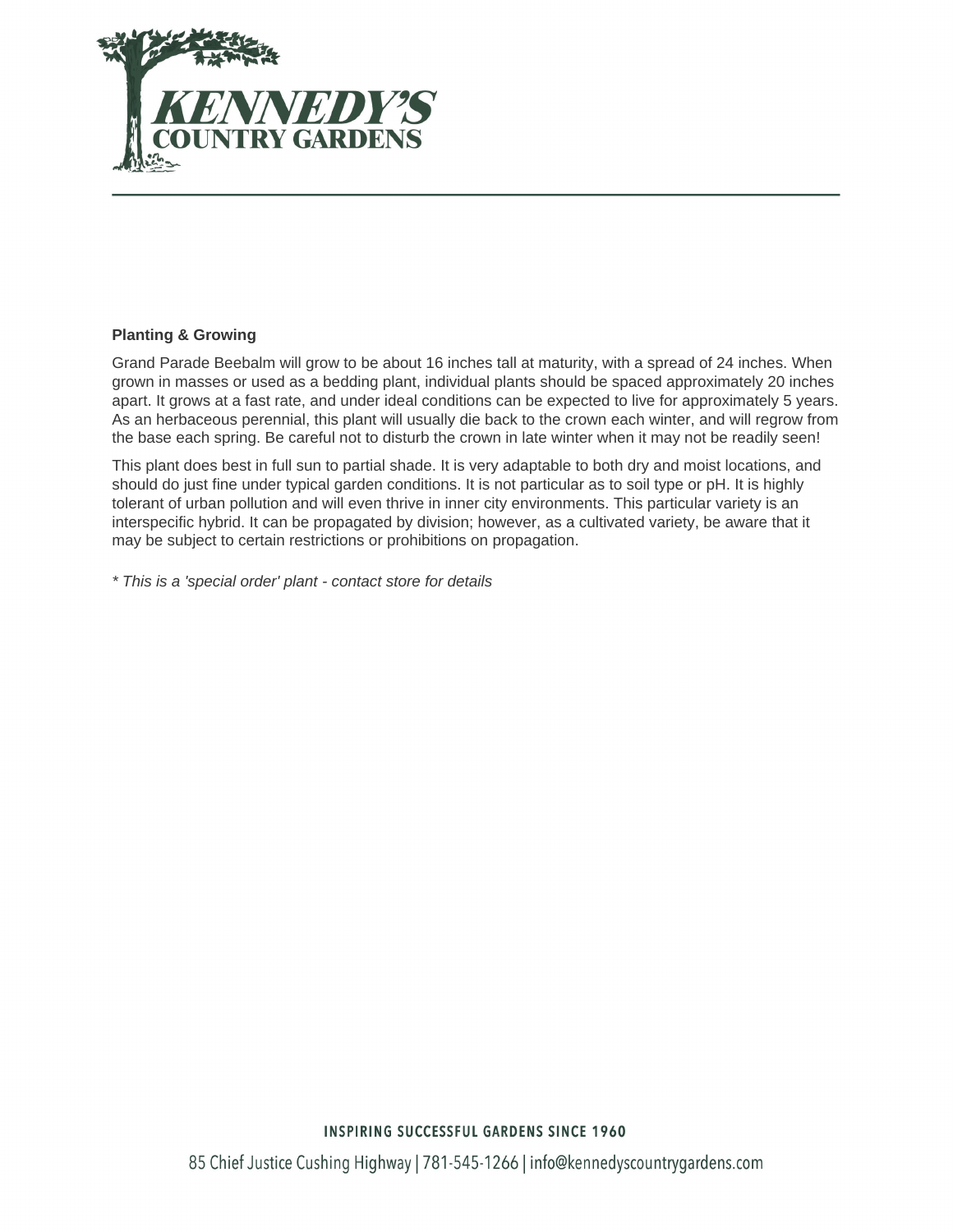**Planting & Growing**

Grand Parade Beebalm will grow to be about 16 inches tall at maturity, with a spread of 24 inches. When grown in masses or used as a bedding plant, individual plants should be spaced approximately 20 inches apart. It grows at a fast rate, and under ideal conditions can be expected to live for approximately 5 years. As an herbaceous perennial, this plant will usually die back to the crown each winter, and will regrow from the base each spring. Be careful not to disturb the crown in late winter when it may not be readily seen!

This plant does best in full sun to partial shade. It is very adaptable to both dry and moist locations, and should do just fine under typical garden conditions. It is not particular as to soil type or pH. It is highly tolerant of urban pollution and will even thrive in inner city environments. This particular variety is an interspecific hybrid. It can be propagated by division; however, as a cultivated variety, be aware that it may be subject to certain restrictions or prohibitions on propagation.

*\* This is a 'special order' plant - contact store for details*